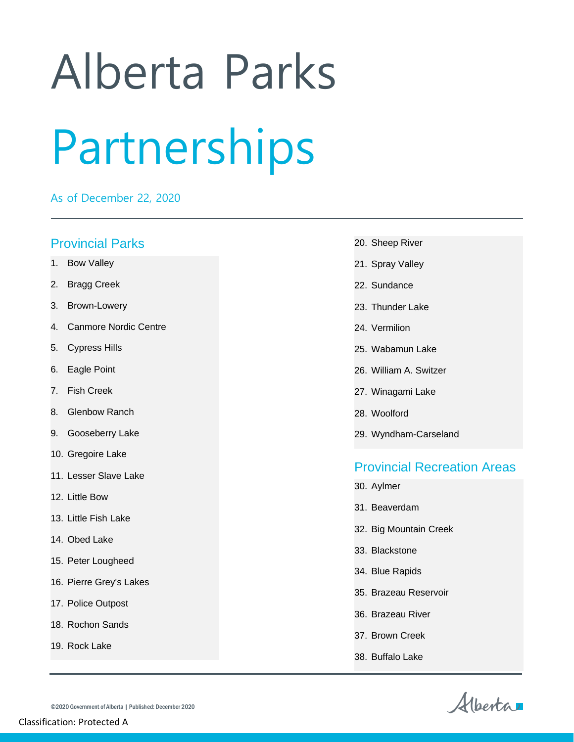# Alberta Parks

# Partnerships

As of December 22, 2020

## Provincial Parks

1. Bow Valley
2. Bragg Creek
3. Brown-Lowery
4. Canmore Nordic Centre
5. Cypress Hills
6. Eagle Point
7. Fish Creek
8. Glenbow Ranch
9. Gooseberry Lake
10. Gregoire Lake
11. Lesser Slave Lake
12. Little Bow
13. Little Fish Lake
14. Obed Lake
15. Peter Lougheed
16. Pierre Grey's Lakes
17. Police Outpost
18. Rochon Sands
19. Rock Lake
20. Sheep River
21. Spray Valley
22. Sundance
23. Thunder Lake
24. Vermilion
25. Wabamun Lake
26. William A. Switzer
27. Winagami Lake
28. Woolford
29. Wyndham-Carseland

## Provincial Recreation Areas

30. Aylmer
31. Beaverdam
32. Big Mountain Creek
33. Blackstone
34. Blue Rapids
35. Brazeau Reservoir
36. Brazeau River
37. Brown Creek
38. Buffalo Lake

©2020 Government of Alberta | Published: December 2020

Classification: Protected A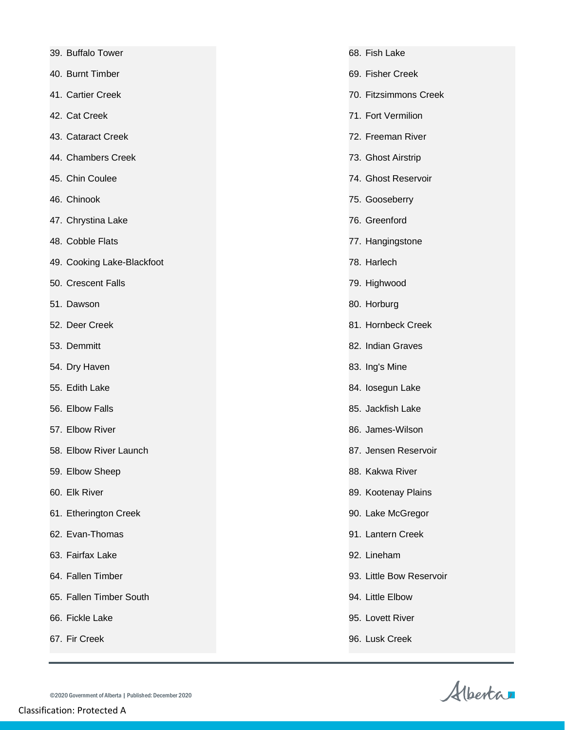39. Buffalo Tower
40. Burnt Timber
41. Cartier Creek
42. Cat Creek
43. Cataract Creek
44. Chambers Creek
45. Chin Coulee
46. Chinook
47. Chrystina Lake
48. Cobble Flats
49. Cooking Lake-Blackfoot
50. Crescent Falls
51. Dawson
52. Deer Creek
53. Demmitt
54. Dry Haven
55. Edith Lake
56. Elbow Falls
57. Elbow River
58. Elbow River Launch
59. Elbow Sheep
60. Elk River
61. Etherington Creek
62. Evan-Thomas
63. Fairfax Lake
64. Fallen Timber
65. Fallen Timber South
66. Fickle Lake
67. Fir Creek
68. Fish Lake
69. Fisher Creek
70. Fitzsimmons Creek
71. Fort Vermilion
72. Freeman River
73. Ghost Airstrip
74. Ghost Reservoir
75. Gooseberry
76. Greenford
77. Hangingstone
78. Harlech
79. Highwood
80. Horburg
81. Hornbeck Creek
82. Indian Graves
83. Ing's Mine
84. Iosegun Lake
85. Jackfish Lake
86. James-Wilson
87. Jensen Reservoir
88. Kakwa River
89. Kootenay Plains
90. Lake McGregor
91. Lantern Creek
92. Lineham
93. Little Bow Reservoir
94. Little Elbow
95. Lovett River
96. Lusk Creek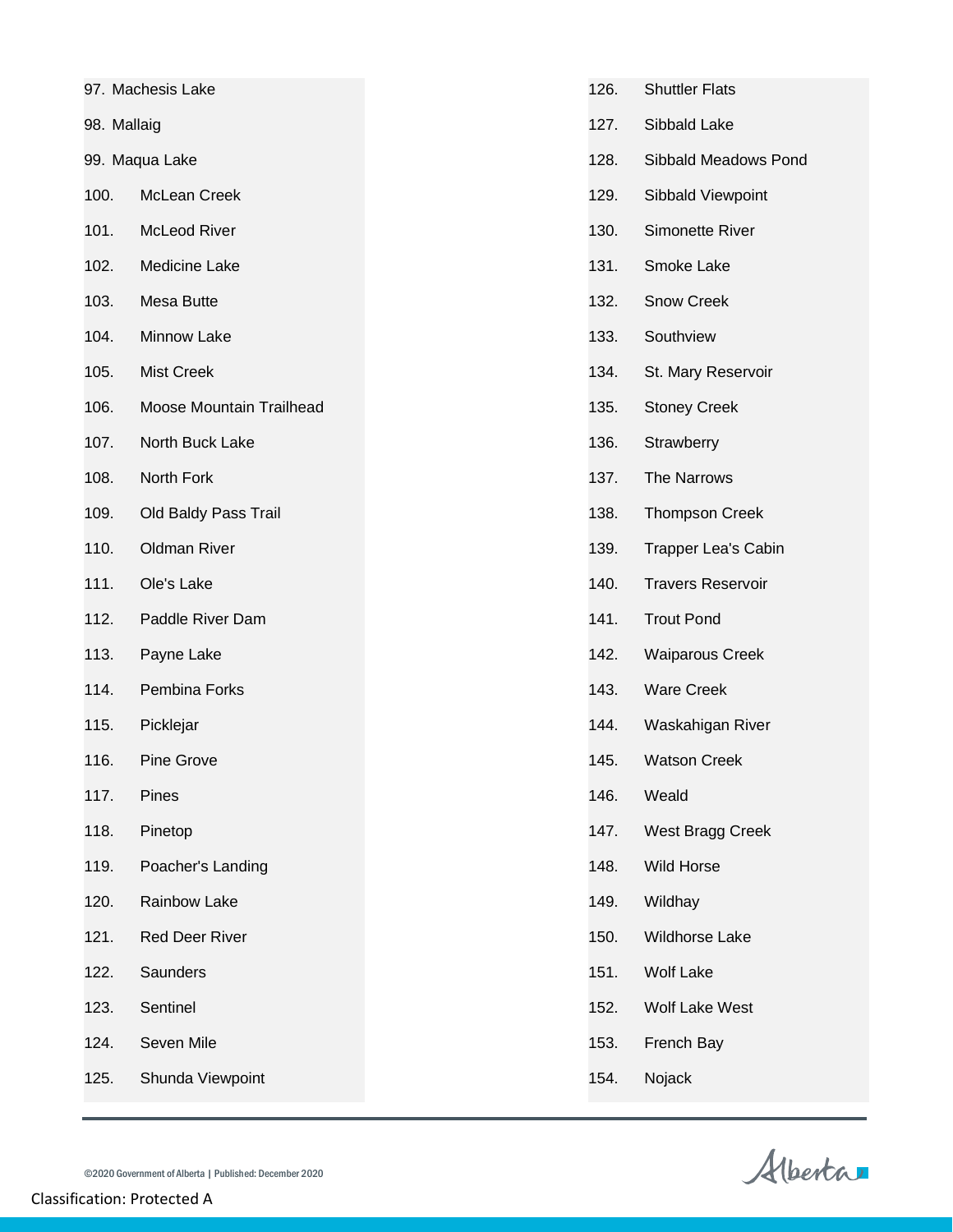97. Machesis Lake
98. Mallaig
99. Maqua Lake
100. McLean Creek
101. McLeod River
102. Medicine Lake
103. Mesa Butte
104. Minnow Lake
105. Mist Creek
106. Moose Mountain Trailhead
107. North Buck Lake
108. North Fork
109. Old Baldy Pass Trail
110. Oldman River
111. Ole's Lake
112. Paddle River Dam
113. Payne Lake
114. Pembina Forks
115. Picklejar
116. Pine Grove
117. Pines
118. Pinetop
119. Poacher's Landing
120. Rainbow Lake
121. Red Deer River
122. Saunders
123. Sentinel
124. Seven Mile
125. Shunda Viewpoint
126. Shuttler Flats
127. Sibbald Lake
128. Sibbald Meadows Pond
129. Sibbald Viewpoint
130. Simonette River
131. Smoke Lake
132. Snow Creek
133. Southview
134. St. Mary Reservoir
135. Stoney Creek
136. Strawberry
137. The Narrows
138. Thompson Creek
139. Trapper Lea's Cabin
140. Travers Reservoir
141. Trout Pond
142. Waiparous Creek
143. Ware Creek
144. Waskahigan River
145. Watson Creek
146. Weald
147. West Bragg Creek
148. Wild Horse
149. Wildhay
150. Wildhorse Lake
151. Wolf Lake
152. Wolf Lake West
153. French Bay
154. Nojack

©2020 Government of Alberta | Published: December 2020

Classification: Protected A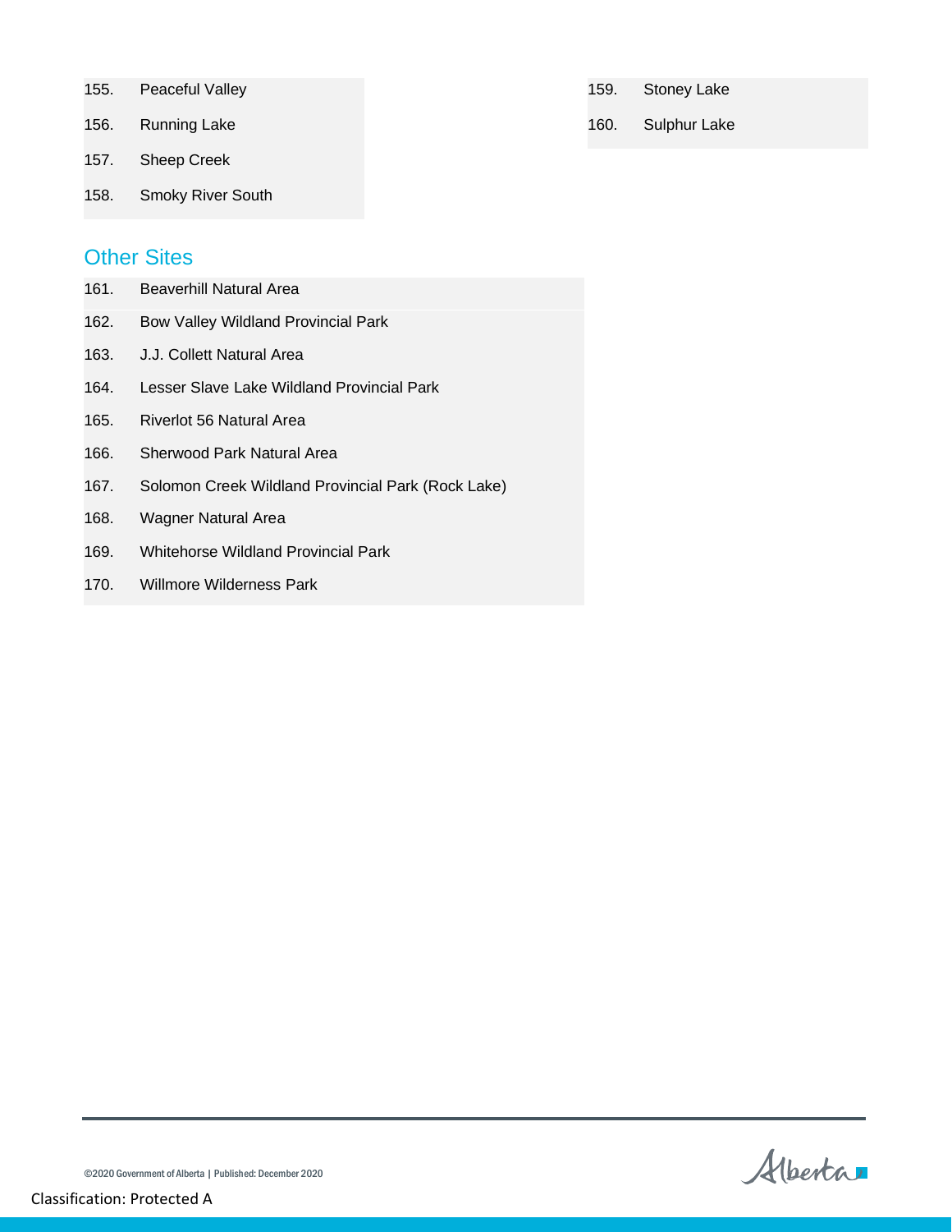155. Peaceful Valley

156. Running Lake

157. Sheep Creek

158. Smoky River South

159. Stoney Lake

160. Sulphur Lake

## Other Sites

161. Beaverhill Natural Area

162. Bow Valley Wildland Provincial Park

163. J.J. Collett Natural Area

164. Lesser Slave Lake Wildland Provincial Park

165. Riverlot 56 Natural Area

166. Sherwood Park Natural Area

167. Solomon Creek Wildland Provincial Park (Rock Lake)

168. Wagner Natural Area

169. Whitehorse Wildland Provincial Park

170. Willmore Wilderness Park

©2020 Government of Alberta | Published: December 2020

Classification: Protected A